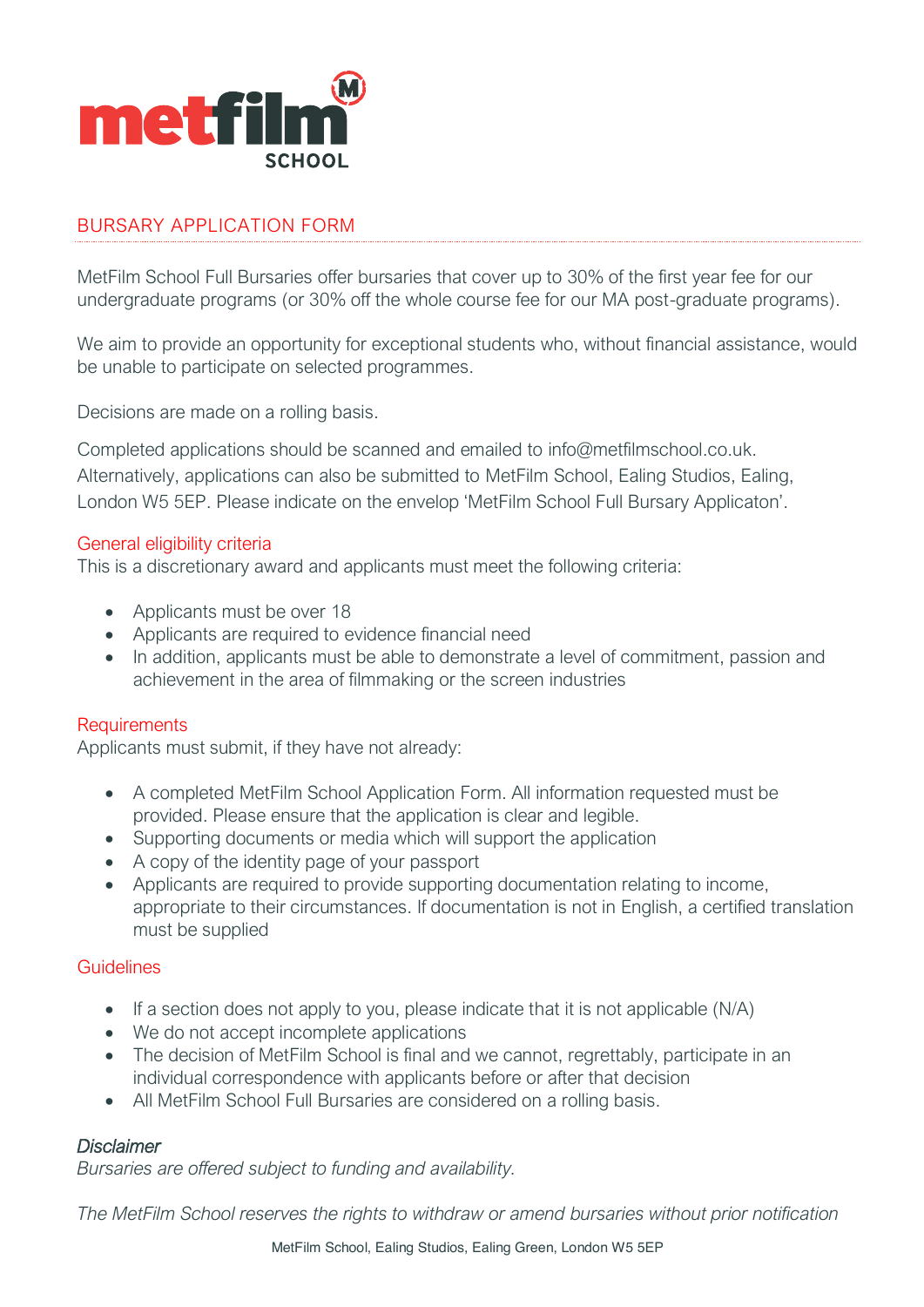metfilm SCHOOL

## BURSARY APPLICATION FORM

MetFilm School Full Bursaries offer bursaries that cover up to 30% of the first year fee for our undergraduate programs (or 30% off the whole course fee for our MA post-graduate programs).

We aim to provide an opportunity for exceptional students who, without financial assistance, would be unable to participate on selected programmes.

Decisions are made on a rolling basis.

Completed applications should be scanned and emailed to info@metfilmschool.co.uk. Alternatively, applications can also be submitted to MetFilm School, Ealing Studios, Ealing, London W5 5EP. Please indicate on the envelop 'MetFilm School Full Bursary Applicaton'.

### General eligibility criteria

This is a discretionary award and applicants must meet the following criteria:

- Applicants must be over 18
- Applicants are required to evidence financial need
- In addition, applicants must be able to demonstrate a level of commitment, passion and achievement in the area of filmmaking or the screen industries

### Requirements

Applicants must submit, if they have not already:

- A completed MetFilm School Application Form. All information requested must be provided. Please ensure that the application is clear and legible.
- Supporting documents or media which will support the application
- A copy of the identity page of your passport
- Applicants are required to provide supporting documentation relating to income, appropriate to their circumstances. If documentation is not in English, a certified translation must be supplied

### Guidelines

- If a section does not apply to you, please indicate that it is not applicable (N/A)
- We do not accept incomplete applications
- The decision of MetFilm School is final and we cannot, regrettably, participate in an individual correspondence with applicants before or after that decision
- All MetFilm School Full Bursaries are considered on a rolling basis.

### *Disclaimer*

*Bursaries are offered subject to funding and availability.*

*The MetFilm School reserves the rights to withdraw or amend bursaries without prior notification*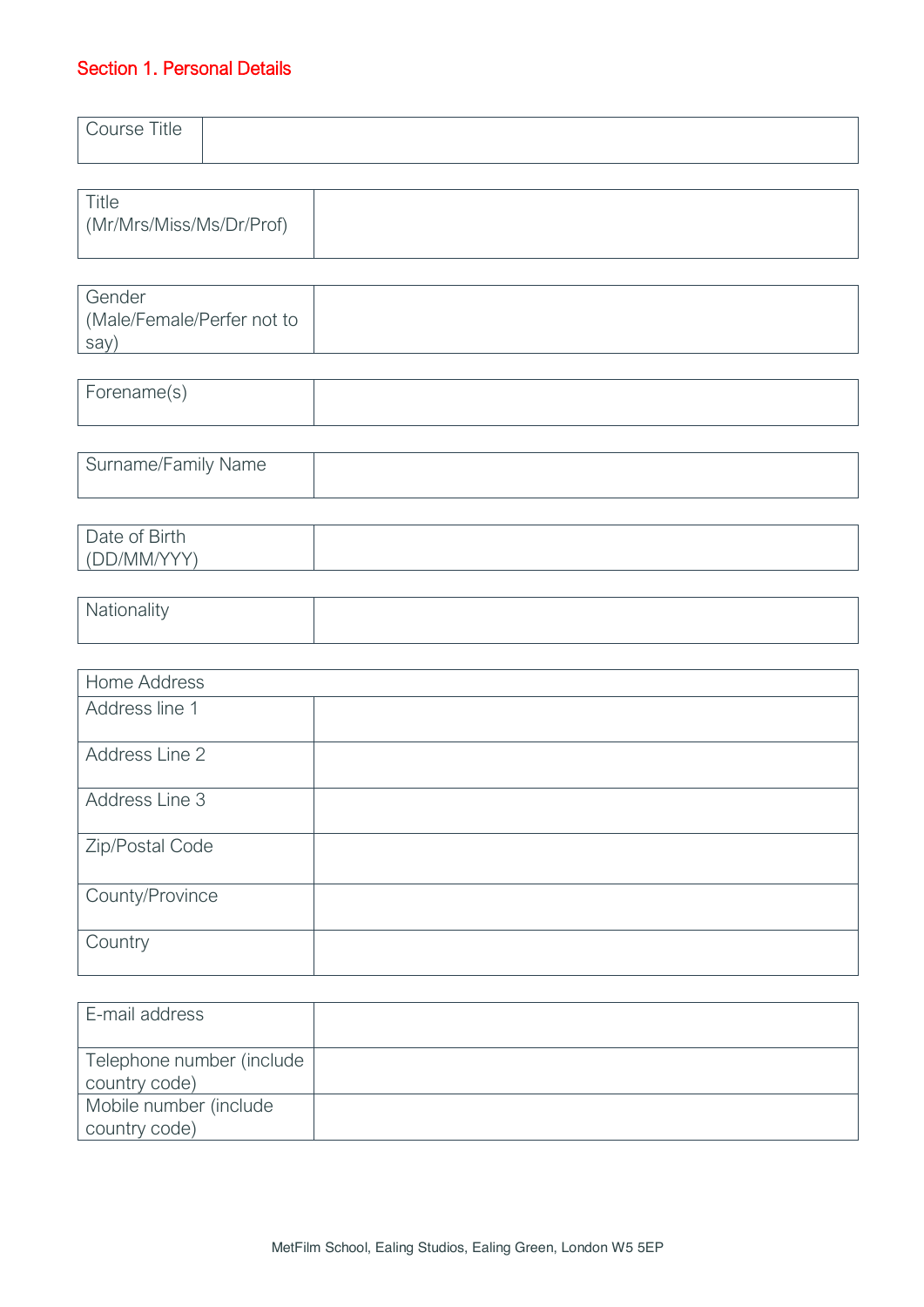## Section 1. Personal Details

| Course Title | |
|---|---|

| Title (Mr/Mrs/Miss/Ms/Dr/Prof) | |
|---|---|

| Gender (Male/Female/Perfer not to say) | |
|---|---|

| Forename(s) | |
|---|---|

| Surname/Family Name | |
|---|---|

| Date of Birth (DD/MM/YYY) | |
|---|---|

| Nationality | |
|---|---|

| Home Address | |
|---|---|
| Address line 1 | |
| Address Line 2 | |
| Address Line 3 | |
| Zip/Postal Code | |
| County/Province | |
| Country | |

| E-mail address | |
|---|---|
| Telephone number (include country code) | |
| Mobile number (include country code) | |

MetFilm School, Ealing Studios, Ealing Green, London W5 5EP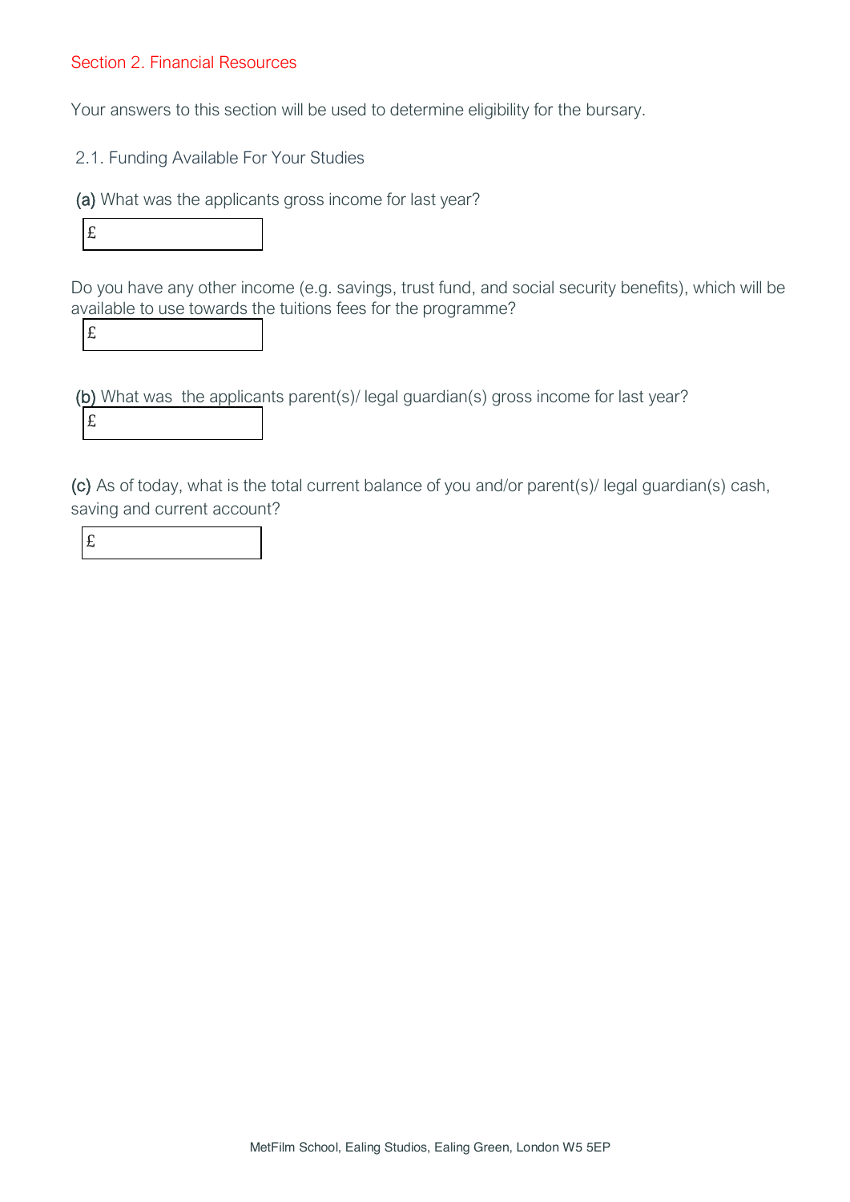## Section 2. Financial Resources

Your answers to this section will be used to determine eligibility for the bursary.

### 2.1. Funding Available For Your Studies

(a) What was the applicants gross income for last year?

£

Do you have any other income (e.g. savings, trust fund, and social security benefits), which will be available to use towards the tuitions fees for the programme?

£

(b) What was the applicants parent(s)/ legal guardian(s) gross income for last year?

£

(c) As of today, what is the total current balance of you and/or parent(s)/ legal guardian(s) cash, saving and current account?

£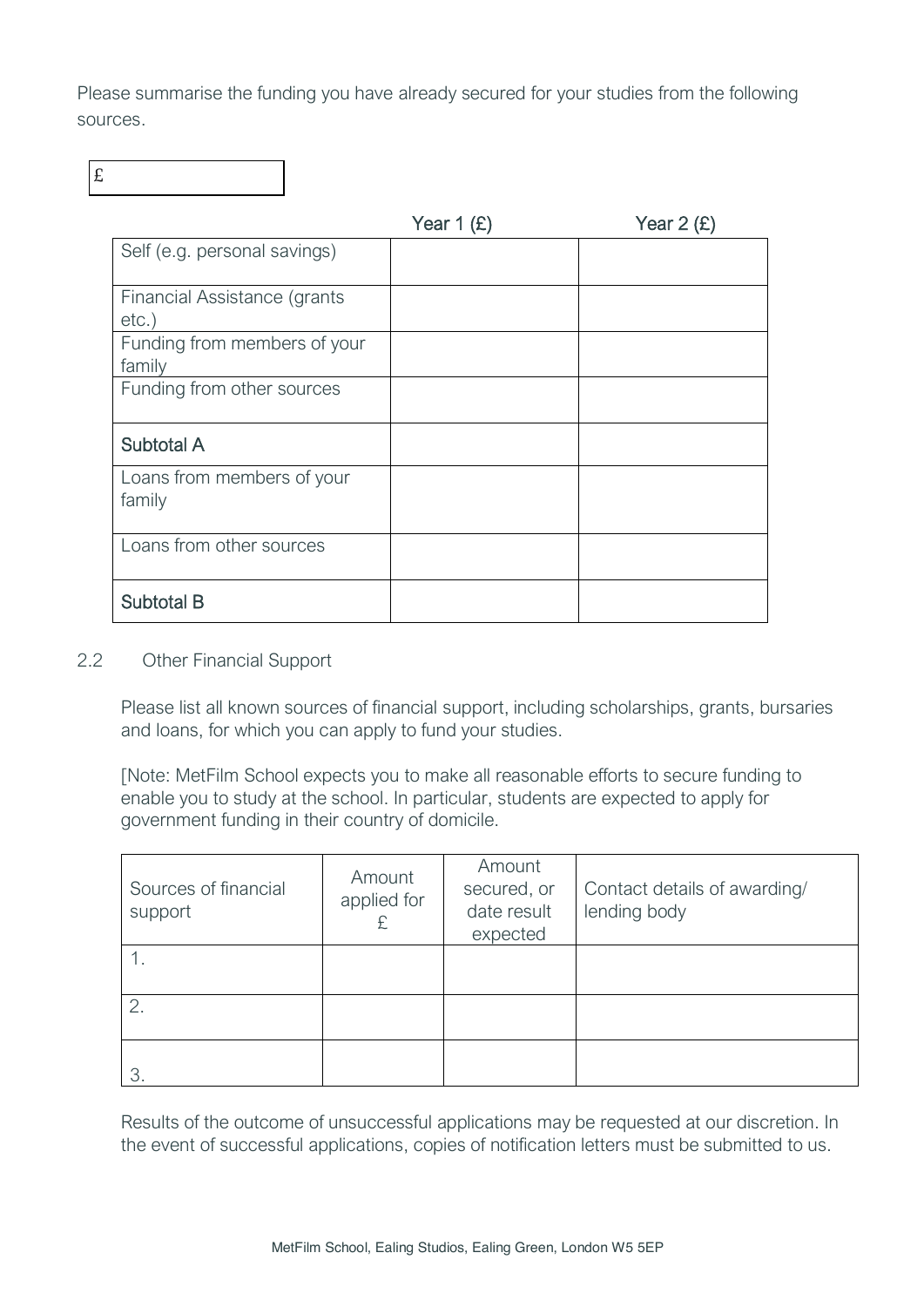Please summarise the funding you have already secured for your studies from the following sources.

| £ |
|---|
| |

| | Year 1 (£) | Year 2 (£) |
|---|---|---|
| Self (e.g. personal savings) | | |
| Financial Assistance (grants etc.) | | |
| Funding from members of your family | | |
| Funding from other sources | | |
| Subtotal A | | |
| Loans from members of your family | | |
| Loans from other sources | | |
| Subtotal B | | |

2.2 Other Financial Support

Please list all known sources of financial support, including scholarships, grants, bursaries and loans, for which you can apply to fund your studies.

[Note: MetFilm School expects you to make all reasonable efforts to secure funding to enable you to study at the school. In particular, students are expected to apply for government funding in their country of domicile.

| Sources of financial support | Amount applied for £ | Amount secured, or date result expected | Contact details of awarding/ lending body |
|---|---|---|---|
| 1. | | | |
| 2. | | | |
| 3. | | | |

Results of the outcome of unsuccessful applications may be requested at our discretion. In the event of successful applications, copies of notification letters must be submitted to us.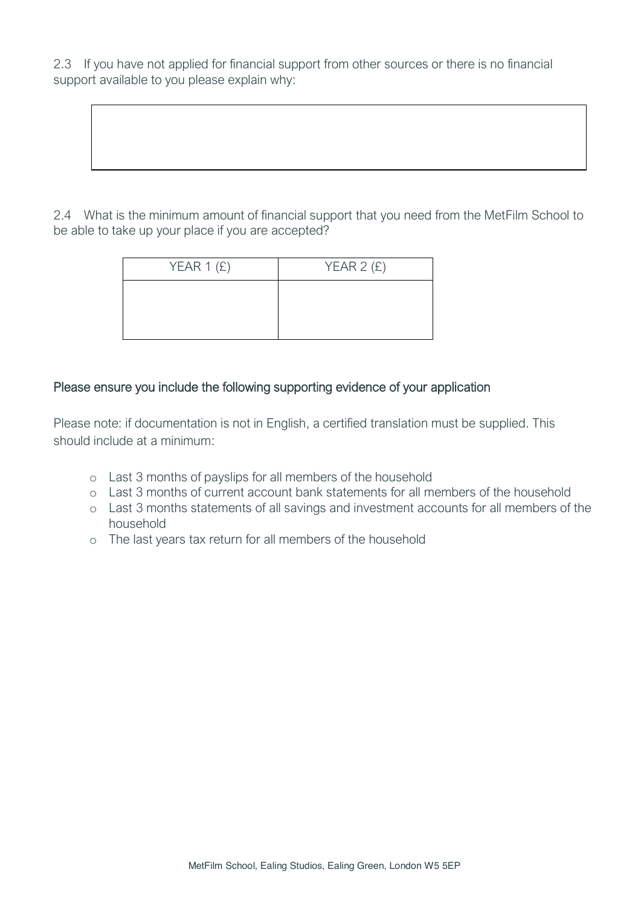2.3 If you have not applied for financial support from other sources or there is no financial support available to you please explain why:

| |
|---|
| |

2.4 What is the minimum amount of financial support that you need from the MetFilm School to be able to take up your place if you are accepted?

| YEAR 1 (£) | YEAR 2 (£) |
|---|---|
| | |

## Please ensure you include the following supporting evidence of your application

Please note: if documentation is not in English, a certified translation must be supplied. This should include at a minimum:

- Last 3 months of payslips for all members of the household
- Last 3 months of current account bank statements for all members of the household
- Last 3 months statements of all savings and investment accounts for all members of the household
- The last years tax return for all members of the household

MetFilm School, Ealing Studios, Ealing Green, London W5 5EP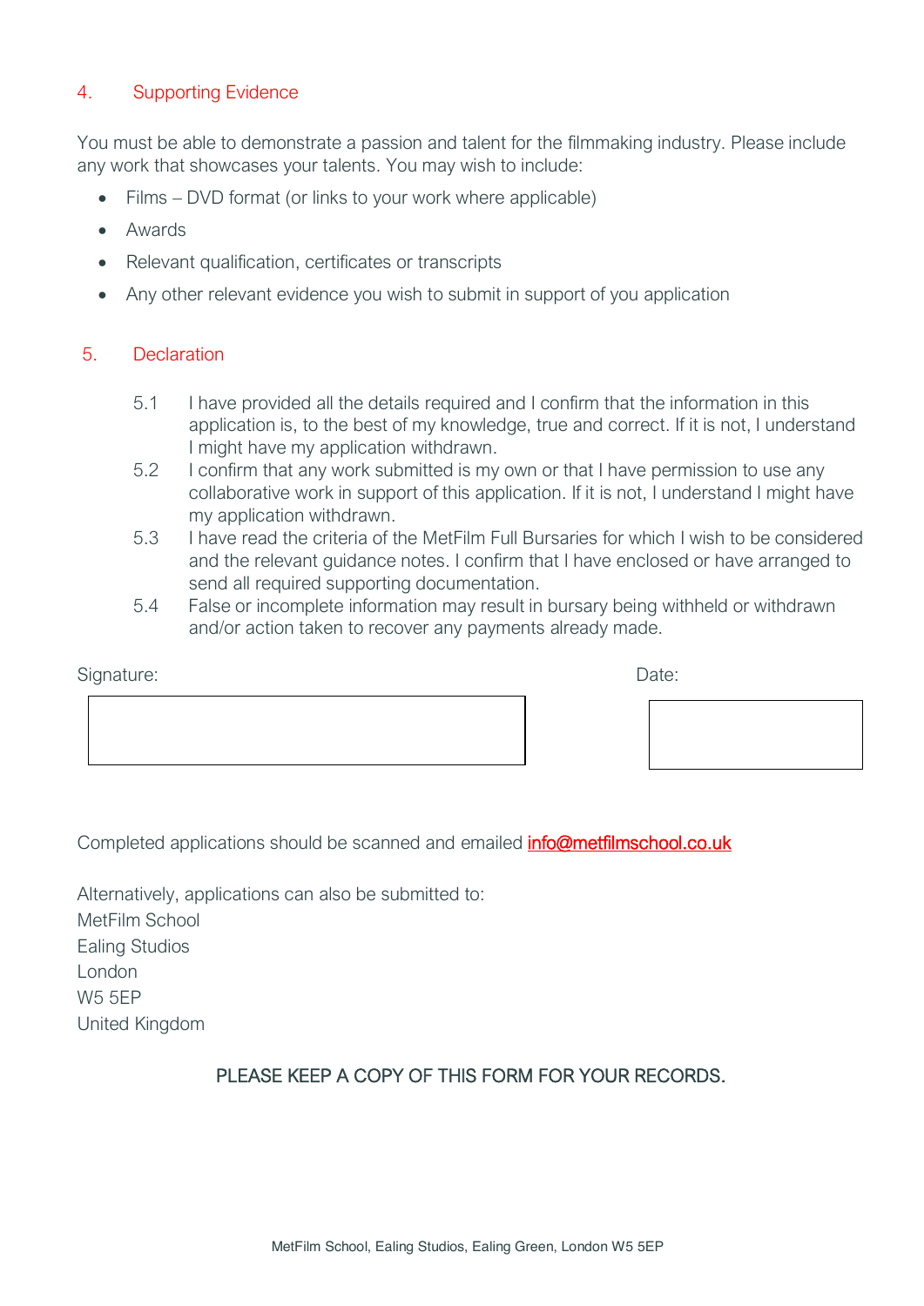## 4. Supporting Evidence

You must be able to demonstrate a passion and talent for the filmmaking industry. Please include any work that showcases your talents. You may wish to include:

- Films – DVD format (or links to your work where applicable)
- Awards
- Relevant qualification, certificates or transcripts
- Any other relevant evidence you wish to submit in support of you application

## 5. Declaration

5.1 I have provided all the details required and I confirm that the information in this application is, to the best of my knowledge, true and correct. If it is not, I understand I might have my application withdrawn.

5.2 I confirm that any work submitted is my own or that I have permission to use any collaborative work in support of this application. If it is not, I understand I might have my application withdrawn.

5.3 I have read the criteria of the MetFilm Full Bursaries for which I wish to be considered and the relevant guidance notes. I confirm that I have enclosed or have arranged to send all required supporting documentation.

5.4 False or incomplete information may result in bursary being withheld or withdrawn and/or action taken to recover any payments already made.

Signature:

Date:

Completed applications should be scanned and emailed info@metfilmschool.co.uk

Alternatively, applications can also be submitted to:
MetFilm School
Ealing Studios
London
W5 5EP
United Kingdom

PLEASE KEEP A COPY OF THIS FORM FOR YOUR RECORDS.